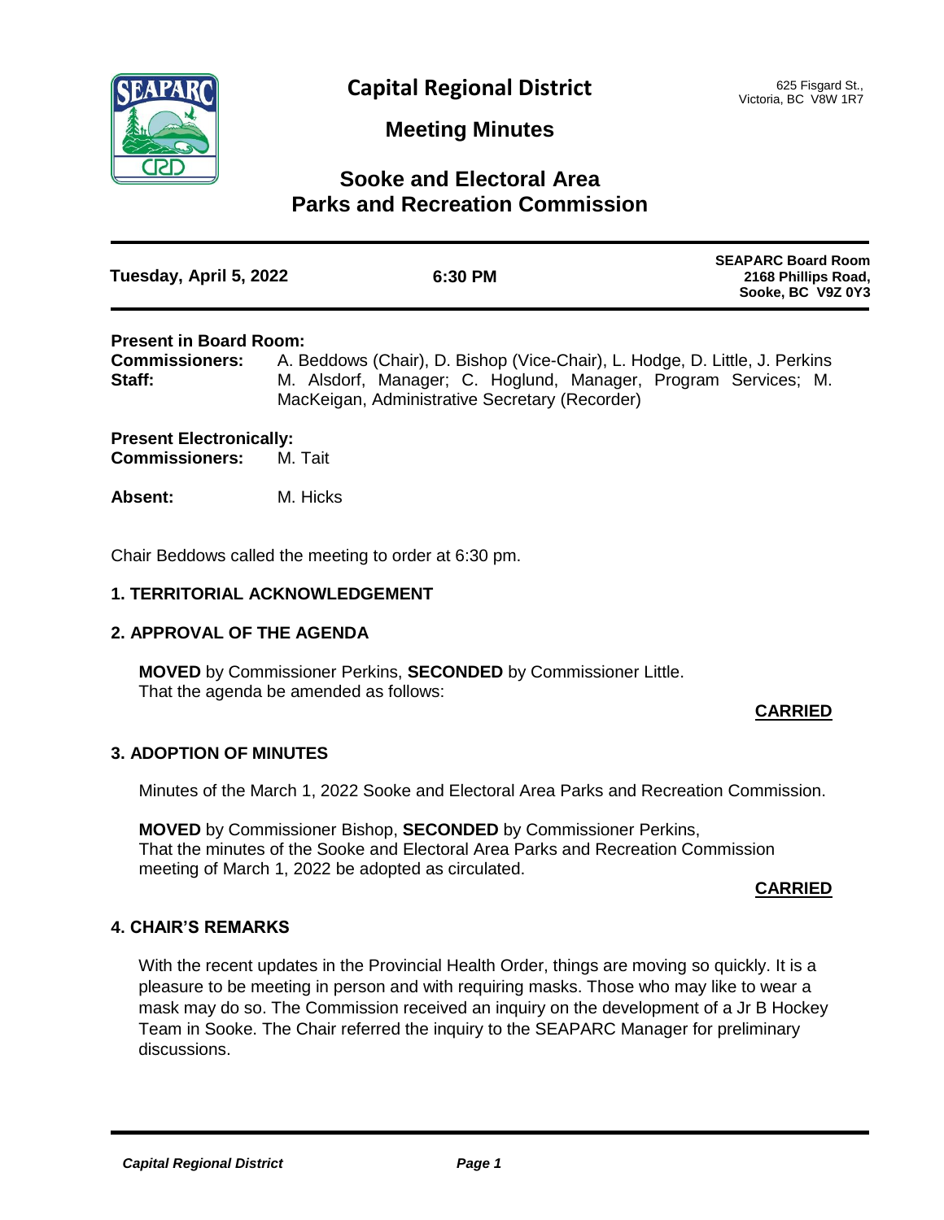# Capital Regional District

625 Fisgard St.,
Victoria, BC V8W 1R7

## Meeting Minutes

## Sooke and Electoral Area Parks and Recreation Commission

| **Tuesday, April 5, 2022** | **6:30 PM** | **SEAPARC Board Room 2168 Phillips Road, Sooke, BC V9Z 0Y3** |
|---|---|---|

**Present in Board Room:**
**Commissioners:** A. Beddows (Chair), D. Bishop (Vice-Chair), L. Hodge, D. Little, J. Perkins
**Staff:** M. Alsdorf, Manager; C. Hoglund, Manager, Program Services; M. MacKeigan, Administrative Secretary (Recorder)

**Present Electronically:**
**Commissioners:** M. Tait

**Absent:** M. Hicks

Chair Beddows called the meeting to order at 6:30 pm.

### 1. TERRITORIAL ACKNOWLEDGEMENT

### 2. APPROVAL OF THE AGENDA

**MOVED** by Commissioner Perkins, **SECONDED** by Commissioner Little.
That the agenda be amended as follows:

**CARRIED**

### 3. ADOPTION OF MINUTES

Minutes of the March 1, 2022 Sooke and Electoral Area Parks and Recreation Commission.

**MOVED** by Commissioner Bishop, **SECONDED** by Commissioner Perkins,
That the minutes of the Sooke and Electoral Area Parks and Recreation Commission meeting of March 1, 2022 be adopted as circulated.

**CARRIED**

### 4. CHAIR'S REMARKS

With the recent updates in the Provincial Health Order, things are moving so quickly. It is a pleasure to be meeting in person and with requiring masks. Those who may like to wear a mask may do so. The Commission received an inquiry on the development of a Jr B Hockey Team in Sooke. The Chair referred the inquiry to the SEAPARC Manager for preliminary discussions.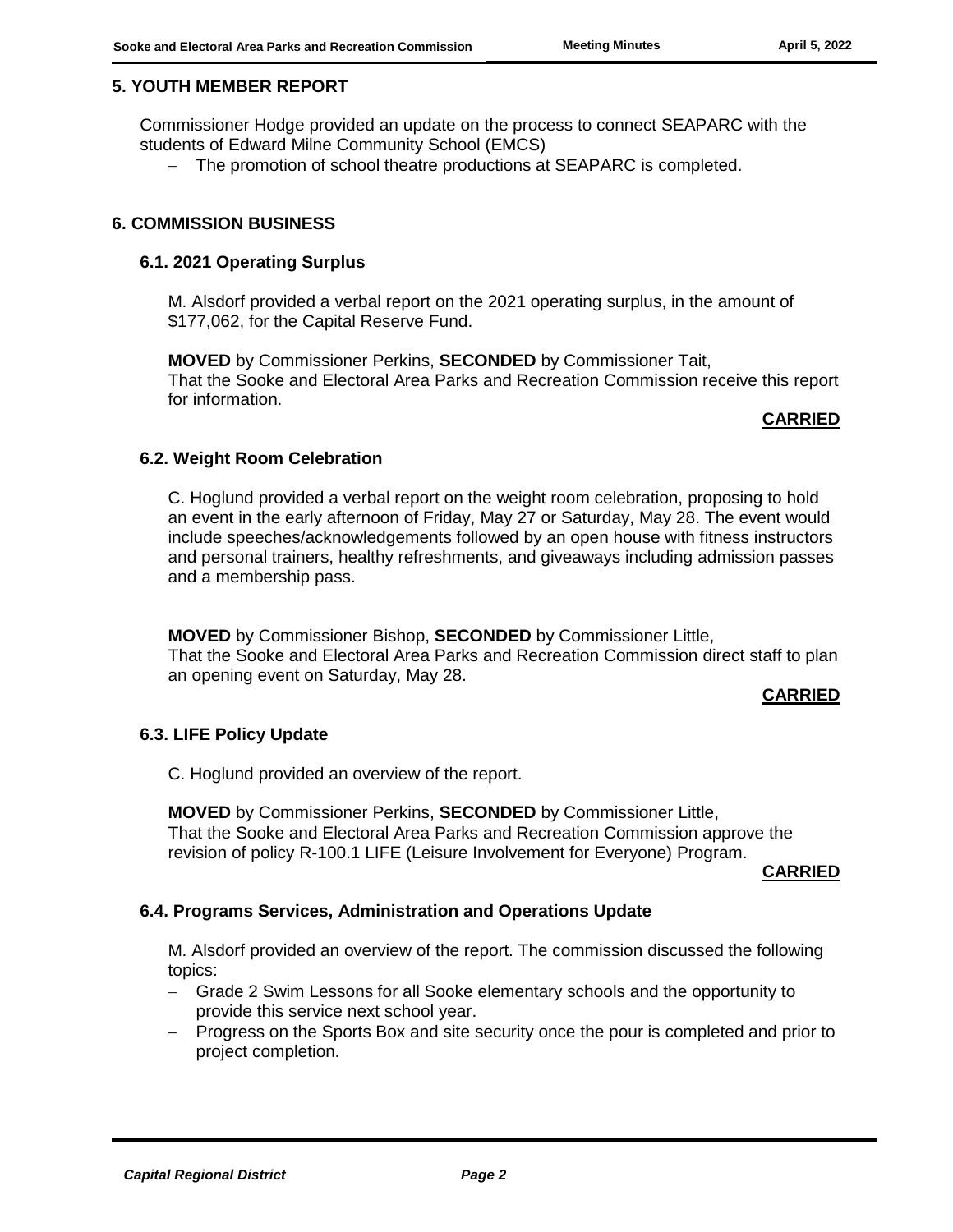## 5. YOUTH MEMBER REPORT

Commissioner Hodge provided an update on the process to connect SEAPARC with the students of Edward Milne Community School (EMCS)

- The promotion of school theatre productions at SEAPARC is completed.

## 6. COMMISSION BUSINESS

### 6.1. 2021 Operating Surplus

M. Alsdorf provided a verbal report on the 2021 operating surplus, in the amount of $177,062, for the Capital Reserve Fund.

**MOVED** by Commissioner Perkins, **SECONDED** by Commissioner Tait,
That the Sooke and Electoral Area Parks and Recreation Commission receive this report for information.

**CARRIED**

### 6.2. Weight Room Celebration

C. Hoglund provided a verbal report on the weight room celebration, proposing to hold an event in the early afternoon of Friday, May 27 or Saturday, May 28. The event would include speeches/acknowledgements followed by an open house with fitness instructors and personal trainers, healthy refreshments, and giveaways including admission passes and a membership pass.

**MOVED** by Commissioner Bishop, **SECONDED** by Commissioner Little,
That the Sooke and Electoral Area Parks and Recreation Commission direct staff to plan an opening event on Saturday, May 28.

**CARRIED**

### 6.3. LIFE Policy Update

C. Hoglund provided an overview of the report.

**MOVED** by Commissioner Perkins, **SECONDED** by Commissioner Little,
That the Sooke and Electoral Area Parks and Recreation Commission approve the revision of policy R-100.1 LIFE (Leisure Involvement for Everyone) Program.

**CARRIED**

### 6.4. Programs Services, Administration and Operations Update

M. Alsdorf provided an overview of the report. The commission discussed the following topics:

- Grade 2 Swim Lessons for all Sooke elementary schools and the opportunity to provide this service next school year.
- Progress on the Sports Box and site security once the pour is completed and prior to project completion.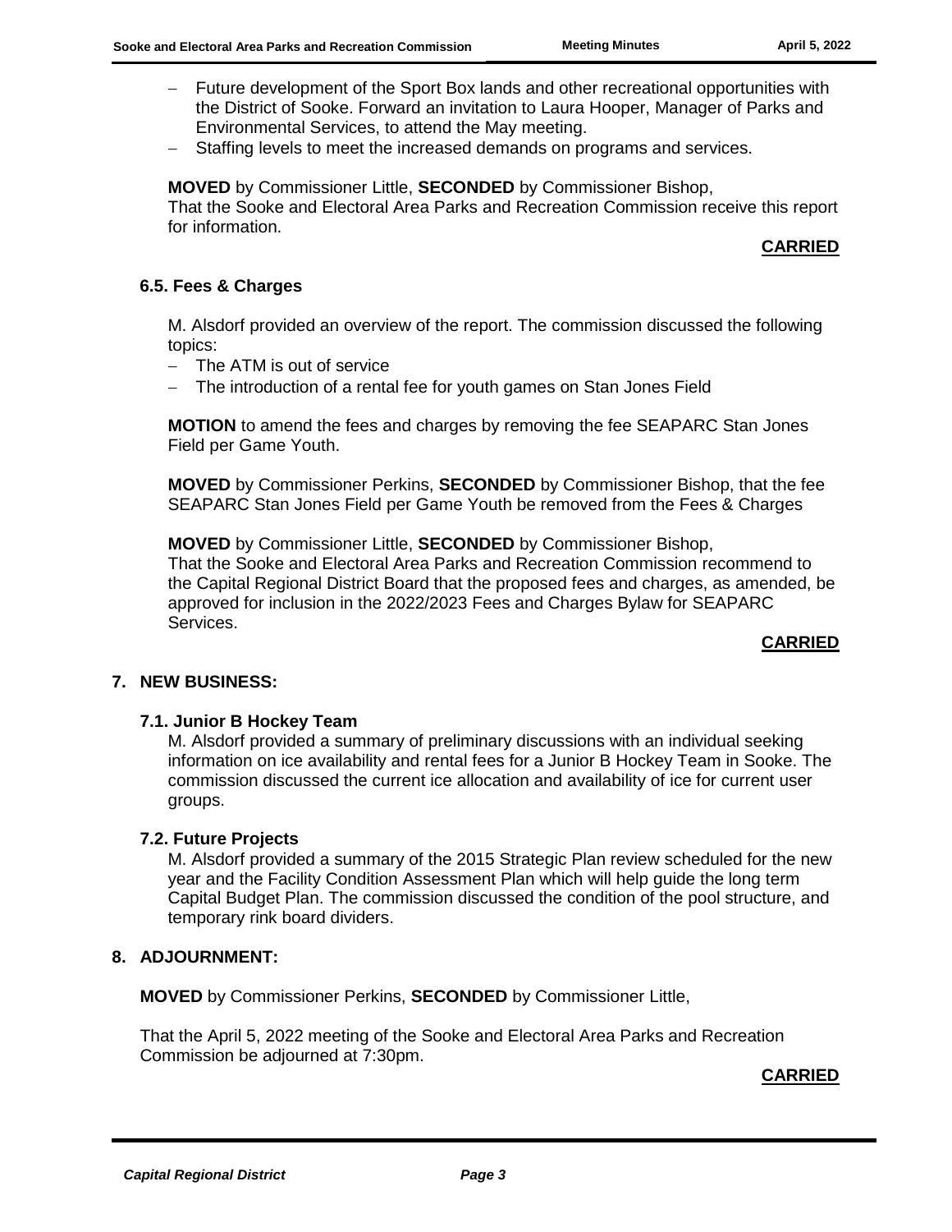- Future development of the Sport Box lands and other recreational opportunities with the District of Sooke. Forward an invitation to Laura Hooper, Manager of Parks and Environmental Services, to attend the May meeting.
- Staffing levels to meet the increased demands on programs and services.

**MOVED** by Commissioner Little, **SECONDED** by Commissioner Bishop,
That the Sooke and Electoral Area Parks and Recreation Commission receive this report for information.

**CARRIED**

### 6.5. Fees & Charges

M. Alsdorf provided an overview of the report. The commission discussed the following topics:

- The ATM is out of service
- The introduction of a rental fee for youth games on Stan Jones Field

**MOTION** to amend the fees and charges by removing the fee SEAPARC Stan Jones Field per Game Youth.

**MOVED** by Commissioner Perkins, **SECONDED** by Commissioner Bishop, that the fee SEAPARC Stan Jones Field per Game Youth be removed from the Fees & Charges

**MOVED** by Commissioner Little, **SECONDED** by Commissioner Bishop,
That the Sooke and Electoral Area Parks and Recreation Commission recommend to the Capital Regional District Board that the proposed fees and charges, as amended, be approved for inclusion in the 2022/2023 Fees and Charges Bylaw for SEAPARC Services.

**CARRIED**

## 7. NEW BUSINESS:

### 7.1. Junior B Hockey Team

M. Alsdorf provided a summary of preliminary discussions with an individual seeking information on ice availability and rental fees for a Junior B Hockey Team in Sooke. The commission discussed the current ice allocation and availability of ice for current user groups.

### 7.2. Future Projects

M. Alsdorf provided a summary of the 2015 Strategic Plan review scheduled for the new year and the Facility Condition Assessment Plan which will help guide the long term Capital Budget Plan. The commission discussed the condition of the pool structure, and temporary rink board dividers.

## 8. ADJOURNMENT:

**MOVED** by Commissioner Perkins, **SECONDED** by Commissioner Little,

That the April 5, 2022 meeting of the Sooke and Electoral Area Parks and Recreation Commission be adjourned at 7:30pm.

**CARRIED**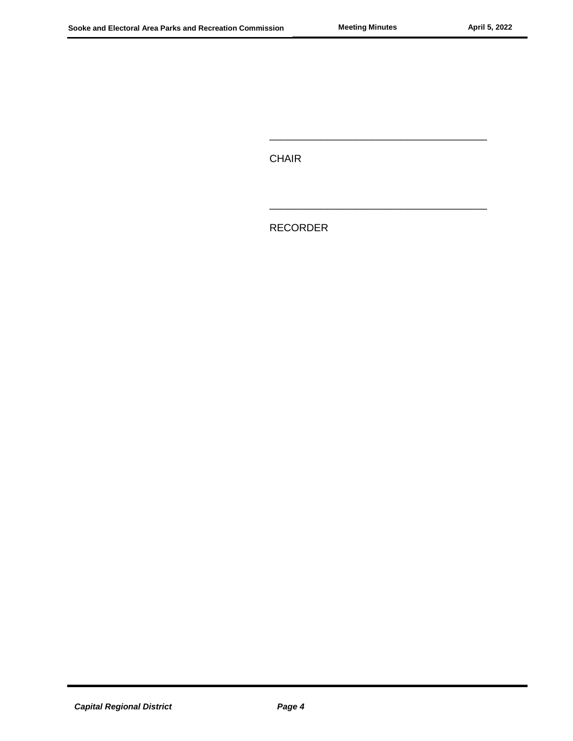\_\_\_\_\_\_\_\_\_\_\_\_\_\_\_\_\_\_\_\_\_\_\_\_\_\_\_\_\_\_\_\_\_\_\_\_\_\_\_

CHAIR

\_\_\_\_\_\_\_\_\_\_\_\_\_\_\_\_\_\_\_\_\_\_\_\_\_\_\_\_\_\_\_\_\_\_\_\_\_\_\_

RECORDER